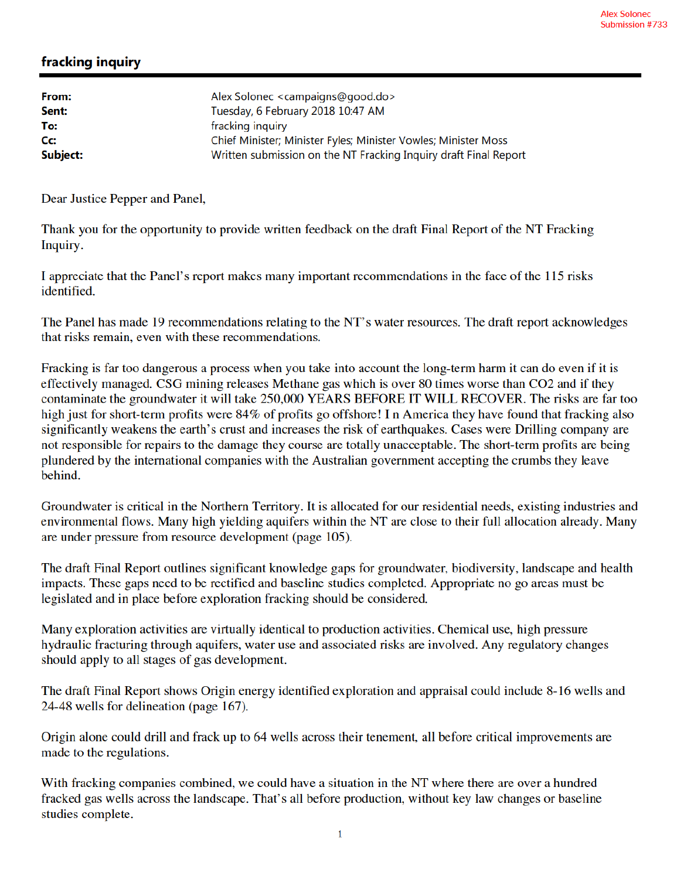Alex Solonec
Submission #733

## fracking inquiry

| | |
|---|---|
| **From:** | Alex Solonec <campaigns@good.do> |
| **Sent:** | Tuesday, 6 February 2018 10:47 AM |
| **To:** | fracking inquiry |
| **Cc:** | Chief Minister; Minister Fyles; Minister Vowles; Minister Moss |
| **Subject:** | Written submission on the NT Fracking Inquiry draft Final Report |

Dear Justice Pepper and Panel,

Thank you for the opportunity to provide written feedback on the draft Final Report of the NT Fracking Inquiry.

I appreciate that the Panel's report makes many important recommendations in the face of the 115 risks identified.

The Panel has made 19 recommendations relating to the NT's water resources. The draft report acknowledges that risks remain, even with these recommendations.

Fracking is far too dangerous a process when you take into account the long-term harm it can do even if it is effectively managed. CSG mining releases Methane gas which is over 80 times worse than CO2 and if they contaminate the groundwater it will take 250,000 YEARS BEFORE IT WILL RECOVER. The risks are far too high just for short-term profits were 84% of profits go offshore! I n America they have found that fracking also significantly weakens the earth's crust and increases the risk of earthquakes. Cases were Drilling company are not responsible for repairs to the damage they course are totally unacceptable. The short-term profits are being plundered by the international companies with the Australian government accepting the crumbs they leave behind.

Groundwater is critical in the Northern Territory. It is allocated for our residential needs, existing industries and environmental flows. Many high yielding aquifers within the NT are close to their full allocation already. Many are under pressure from resource development (page 105).

The draft Final Report outlines significant knowledge gaps for groundwater, biodiversity, landscape and health impacts. These gaps need to be rectified and baseline studies completed. Appropriate no go areas must be legislated and in place before exploration fracking should be considered.

Many exploration activities are virtually identical to production activities. Chemical use, high pressure hydraulic fracturing through aquifers, water use and associated risks are involved. Any regulatory changes should apply to all stages of gas development.

The draft Final Report shows Origin energy identified exploration and appraisal could include 8-16 wells and 24-48 wells for delineation (page 167).

Origin alone could drill and frack up to 64 wells across their tenement, all before critical improvements are made to the regulations.

With fracking companies combined, we could have a situation in the NT where there are over a hundred fracked gas wells across the landscape. That's all before production, without key law changes or baseline studies complete.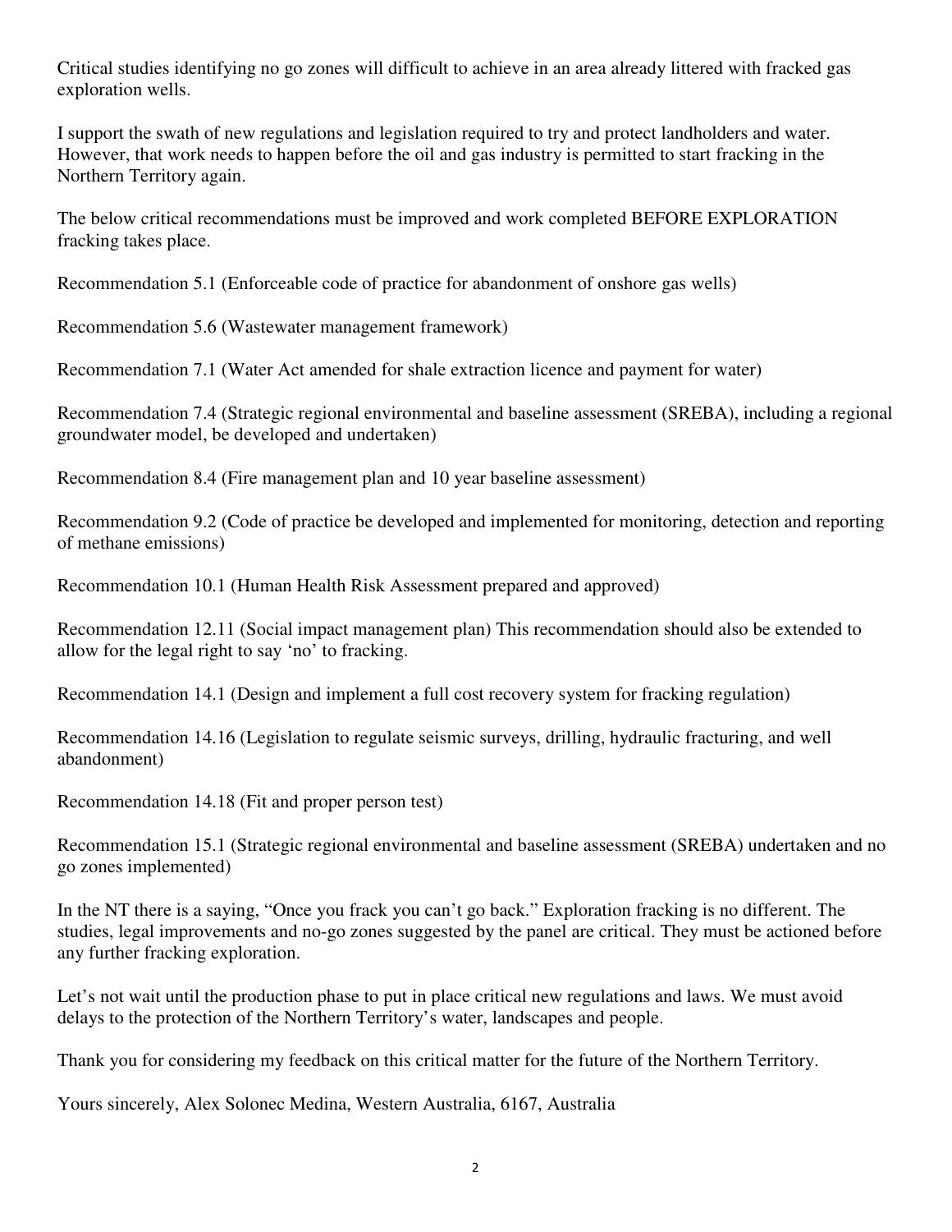Critical studies identifying no go zones will difficult to achieve in an area already littered with fracked gas exploration wells.

I support the swath of new regulations and legislation required to try and protect landholders and water. However, that work needs to happen before the oil and gas industry is permitted to start fracking in the Northern Territory again.

The below critical recommendations must be improved and work completed BEFORE EXPLORATION fracking takes place.

Recommendation 5.1 (Enforceable code of practice for abandonment of onshore gas wells)

Recommendation 5.6 (Wastewater management framework)

Recommendation 7.1 (Water Act amended for shale extraction licence and payment for water)

Recommendation 7.4 (Strategic regional environmental and baseline assessment (SREBA), including a regional groundwater model, be developed and undertaken)

Recommendation 8.4 (Fire management plan and 10 year baseline assessment)

Recommendation 9.2 (Code of practice be developed and implemented for monitoring, detection and reporting of methane emissions)

Recommendation 10.1 (Human Health Risk Assessment prepared and approved)

Recommendation 12.11 (Social impact management plan) This recommendation should also be extended to allow for the legal right to say 'no' to fracking.

Recommendation 14.1 (Design and implement a full cost recovery system for fracking regulation)

Recommendation 14.16 (Legislation to regulate seismic surveys, drilling, hydraulic fracturing, and well abandonment)

Recommendation 14.18 (Fit and proper person test)

Recommendation 15.1 (Strategic regional environmental and baseline assessment (SREBA) undertaken and no go zones implemented)

In the NT there is a saying, "Once you frack you can't go back." Exploration fracking is no different. The studies, legal improvements and no-go zones suggested by the panel are critical. They must be actioned before any further fracking exploration.

Let's not wait until the production phase to put in place critical new regulations and laws. We must avoid delays to the protection of the Northern Territory's water, landscapes and people.

Thank you for considering my feedback on this critical matter for the future of the Northern Territory.

Yours sincerely, Alex Solonec Medina, Western Australia, 6167, Australia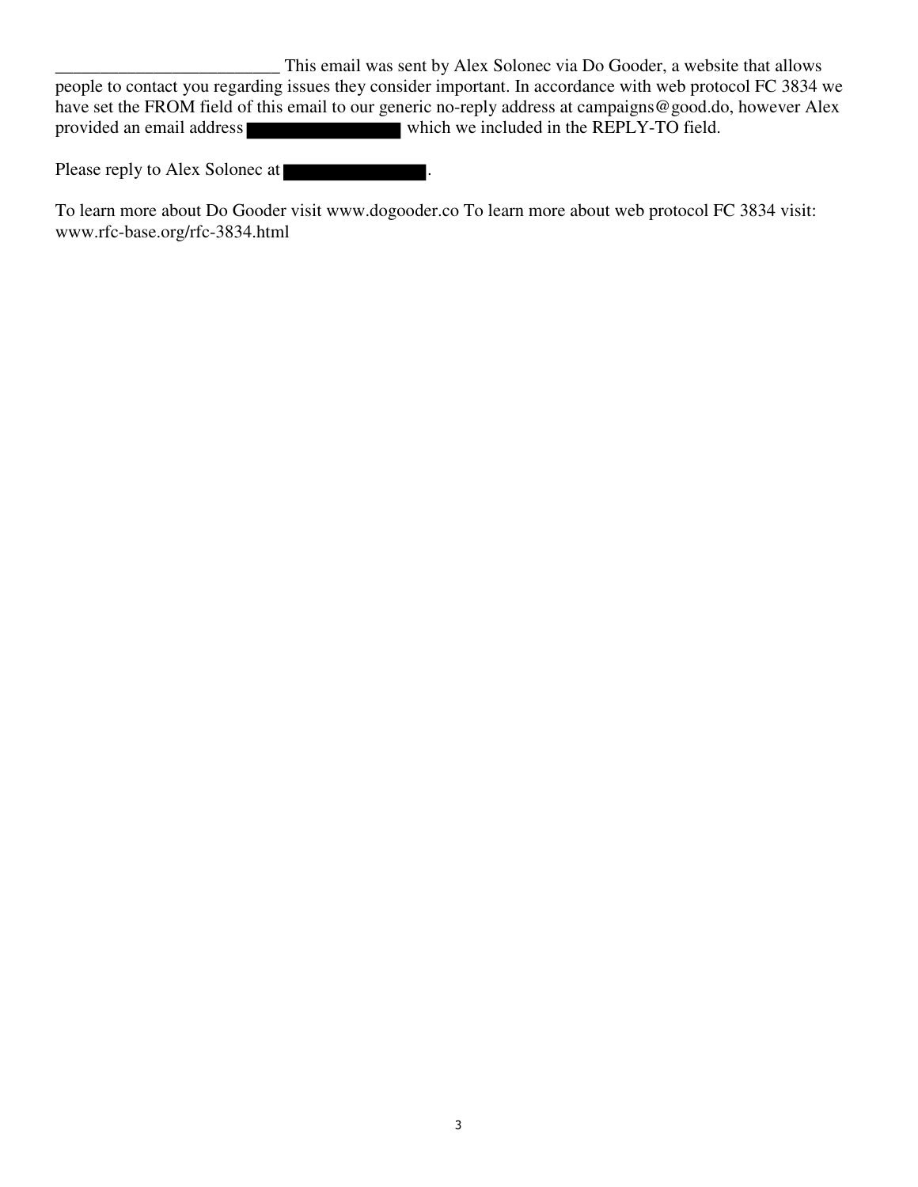_________________________ This email was sent by Alex Solonec via Do Gooder, a website that allows people to contact you regarding issues they consider important. In accordance with web protocol FC 3834 we have set the FROM field of this email to our generic no-reply address at campaigns@good.do, however Alex provided an email address [redacted] which we included in the REPLY-TO field.

Please reply to Alex Solonec at [redacted].

To learn more about Do Gooder visit www.dogooder.co To learn more about web protocol FC 3834 visit: www.rfc-base.org/rfc-3834.html